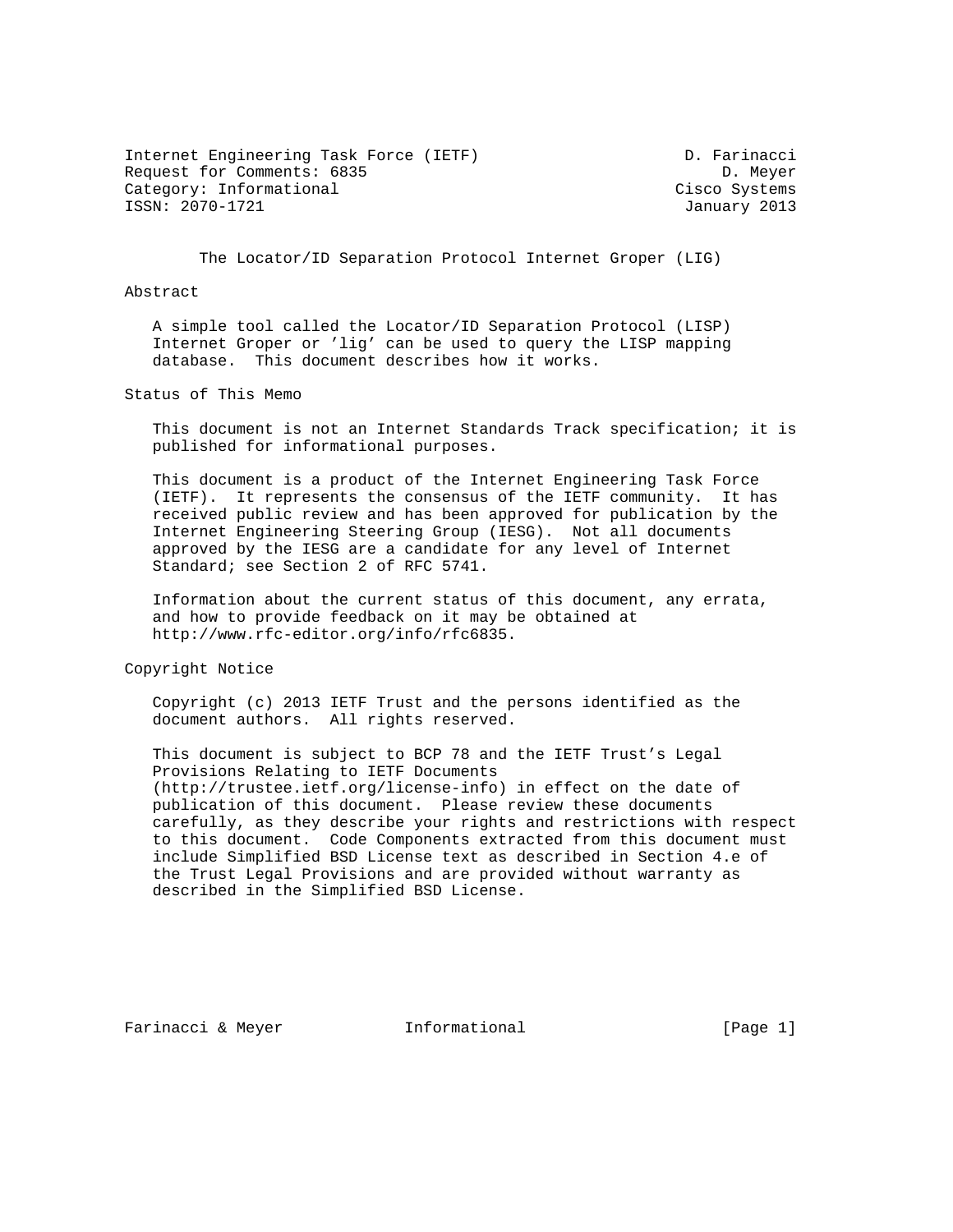Internet Engineering Task Force (IETF) D. Farinacci
Request for Comments: 6835 D. Meyer
Category: Informational Cisco Systems
ISSN: 2070-1721 January 2013

# The Locator/ID Separation Protocol Internet Groper (LIG)

## Abstract

A simple tool called the Locator/ID Separation Protocol (LISP) Internet Groper or 'lig' can be used to query the LISP mapping database. This document describes how it works.

## Status of This Memo

This document is not an Internet Standards Track specification; it is published for informational purposes.

This document is a product of the Internet Engineering Task Force (IETF). It represents the consensus of the IETF community. It has received public review and has been approved for publication by the Internet Engineering Steering Group (IESG). Not all documents approved by the IESG are a candidate for any level of Internet Standard; see Section 2 of RFC 5741.

Information about the current status of this document, any errata, and how to provide feedback on it may be obtained at http://www.rfc-editor.org/info/rfc6835.

## Copyright Notice

Copyright (c) 2013 IETF Trust and the persons identified as the document authors. All rights reserved.

This document is subject to BCP 78 and the IETF Trust's Legal Provisions Relating to IETF Documents (http://trustee.ietf.org/license-info) in effect on the date of publication of this document. Please review these documents carefully, as they describe your rights and restrictions with respect to this document. Code Components extracted from this document must include Simplified BSD License text as described in Section 4.e of the Trust Legal Provisions and are provided without warranty as described in the Simplified BSD License.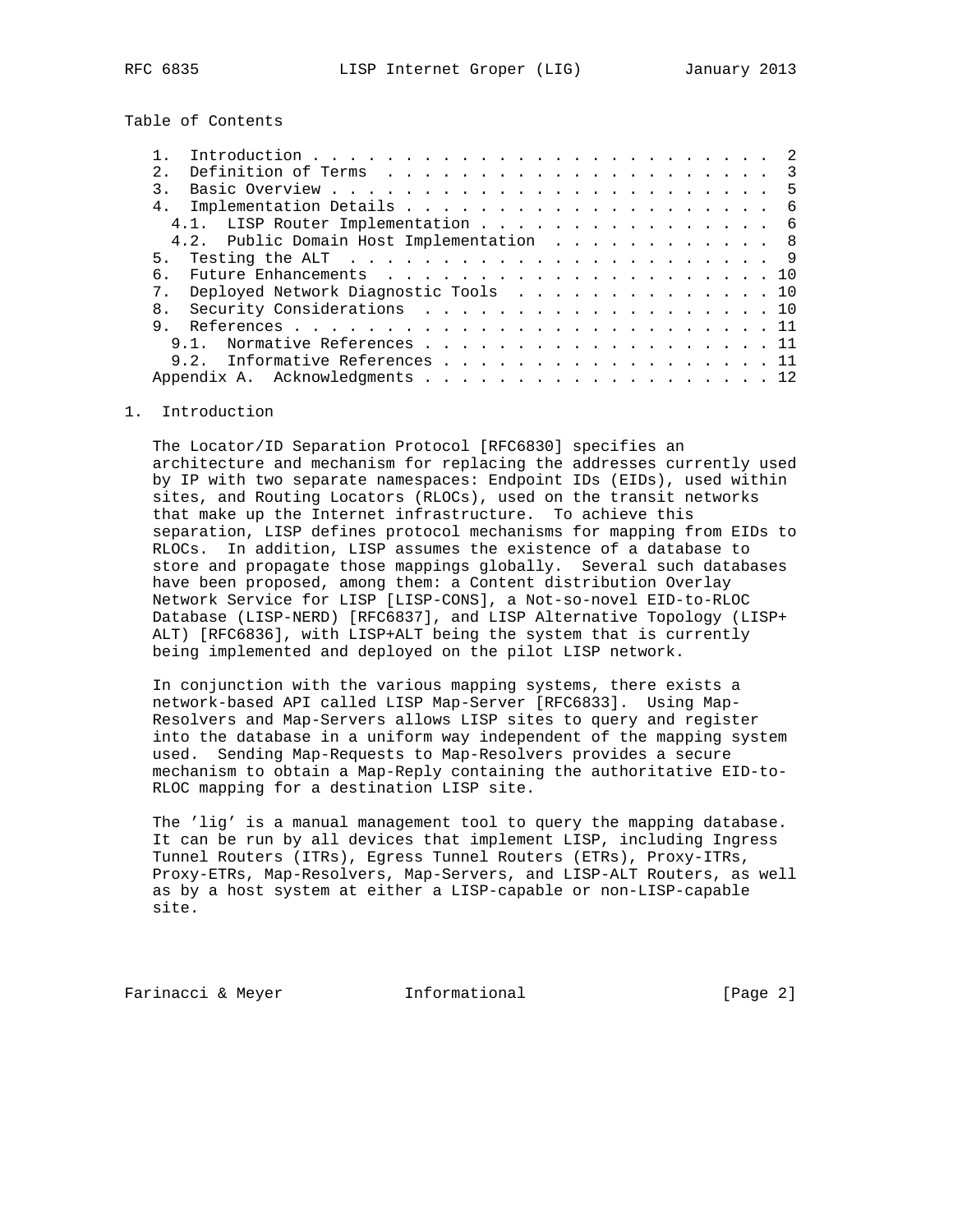Table of Contents

1. Introduction . . . . . . . . . . . . . . . . . . . . . . . . . 2
2. Definition of Terms . . . . . . . . . . . . . . . . . . . . . 3
3. Basic Overview . . . . . . . . . . . . . . . . . . . . . . . . 5
4. Implementation Details . . . . . . . . . . . . . . . . . . . . 6
   4.1. LISP Router Implementation . . . . . . . . . . . . . . . . 6
   4.2. Public Domain Host Implementation . . . . . . . . . . . . 8
5. Testing the ALT . . . . . . . . . . . . . . . . . . . . . . . 9
6. Future Enhancements . . . . . . . . . . . . . . . . . . . . . 10
7. Deployed Network Diagnostic Tools . . . . . . . . . . . . . . 10
8. Security Considerations . . . . . . . . . . . . . . . . . . . 10
9. References . . . . . . . . . . . . . . . . . . . . . . . . . . 11
   9.1. Normative References . . . . . . . . . . . . . . . . . . . 11
   9.2. Informative References . . . . . . . . . . . . . . . . . . 11
Appendix A. Acknowledgments . . . . . . . . . . . . . . . . . . . 12

# 1. Introduction

The Locator/ID Separation Protocol [RFC6830] specifies an architecture and mechanism for replacing the addresses currently used by IP with two separate namespaces: Endpoint IDs (EIDs), used within sites, and Routing Locators (RLOCs), used on the transit networks that make up the Internet infrastructure. To achieve this separation, LISP defines protocol mechanisms for mapping from EIDs to RLOCs. In addition, LISP assumes the existence of a database to store and propagate those mappings globally. Several such databases have been proposed, among them: a Content distribution Overlay Network Service for LISP [LISP-CONS], a Not-so-novel EID-to-RLOC Database (LISP-NERD) [RFC6837], and LISP Alternative Topology (LISP+ALT) [RFC6836], with LISP+ALT being the system that is currently being implemented and deployed on the pilot LISP network.

In conjunction with the various mapping systems, there exists a network-based API called LISP Map-Server [RFC6833]. Using Map-Resolvers and Map-Servers allows LISP sites to query and register into the database in a uniform way independent of the mapping system used. Sending Map-Requests to Map-Resolvers provides a secure mechanism to obtain a Map-Reply containing the authoritative EID-to-RLOC mapping for a destination LISP site.

The 'lig' is a manual management tool to query the mapping database. It can be run by all devices that implement LISP, including Ingress Tunnel Routers (ITRs), Egress Tunnel Routers (ETRs), Proxy-ITRs, Proxy-ETRs, Map-Resolvers, Map-Servers, and LISP-ALT Routers, as well as by a host system at either a LISP-capable or non-LISP-capable site.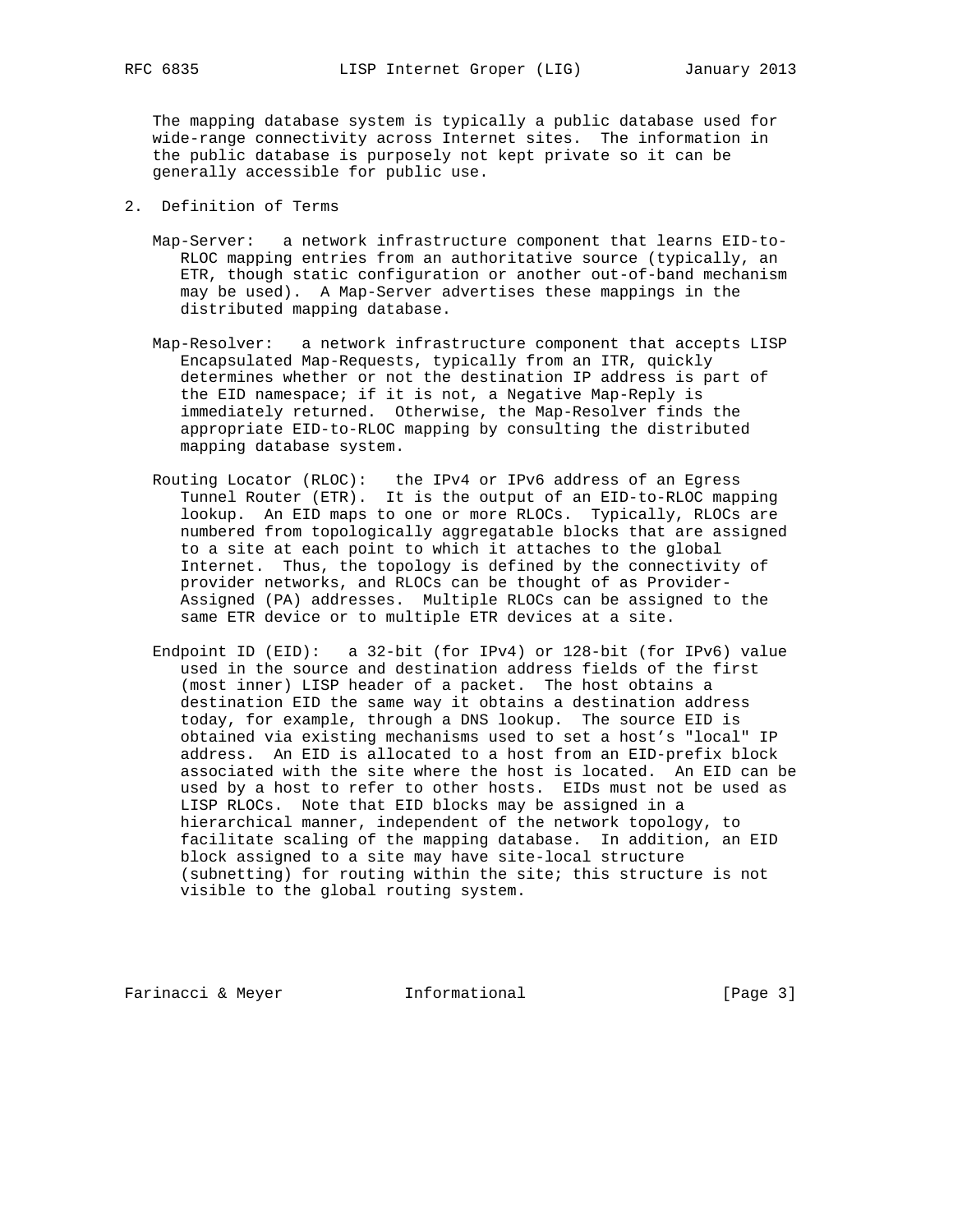The mapping database system is typically a public database used for wide-range connectivity across Internet sites. The information in the public database is purposely not kept private so it can be generally accessible for public use.

## 2. Definition of Terms

Map-Server: a network infrastructure component that learns EID-to-RLOC mapping entries from an authoritative source (typically, an ETR, though static configuration or another out-of-band mechanism may be used). A Map-Server advertises these mappings in the distributed mapping database.

Map-Resolver: a network infrastructure component that accepts LISP Encapsulated Map-Requests, typically from an ITR, quickly determines whether or not the destination IP address is part of the EID namespace; if it is not, a Negative Map-Reply is immediately returned. Otherwise, the Map-Resolver finds the appropriate EID-to-RLOC mapping by consulting the distributed mapping database system.

Routing Locator (RLOC): the IPv4 or IPv6 address of an Egress Tunnel Router (ETR). It is the output of an EID-to-RLOC mapping lookup. An EID maps to one or more RLOCs. Typically, RLOCs are numbered from topologically aggregatable blocks that are assigned to a site at each point to which it attaches to the global Internet. Thus, the topology is defined by the connectivity of provider networks, and RLOCs can be thought of as Provider-Assigned (PA) addresses. Multiple RLOCs can be assigned to the same ETR device or to multiple ETR devices at a site.

Endpoint ID (EID): a 32-bit (for IPv4) or 128-bit (for IPv6) value used in the source and destination address fields of the first (most inner) LISP header of a packet. The host obtains a destination EID the same way it obtains a destination address today, for example, through a DNS lookup. The source EID is obtained via existing mechanisms used to set a host's "local" IP address. An EID is allocated to a host from an EID-prefix block associated with the site where the host is located. An EID can be used by a host to refer to other hosts. EIDs must not be used as LISP RLOCs. Note that EID blocks may be assigned in a hierarchical manner, independent of the network topology, to facilitate scaling of the mapping database. In addition, an EID block assigned to a site may have site-local structure (subnetting) for routing within the site; this structure is not visible to the global routing system.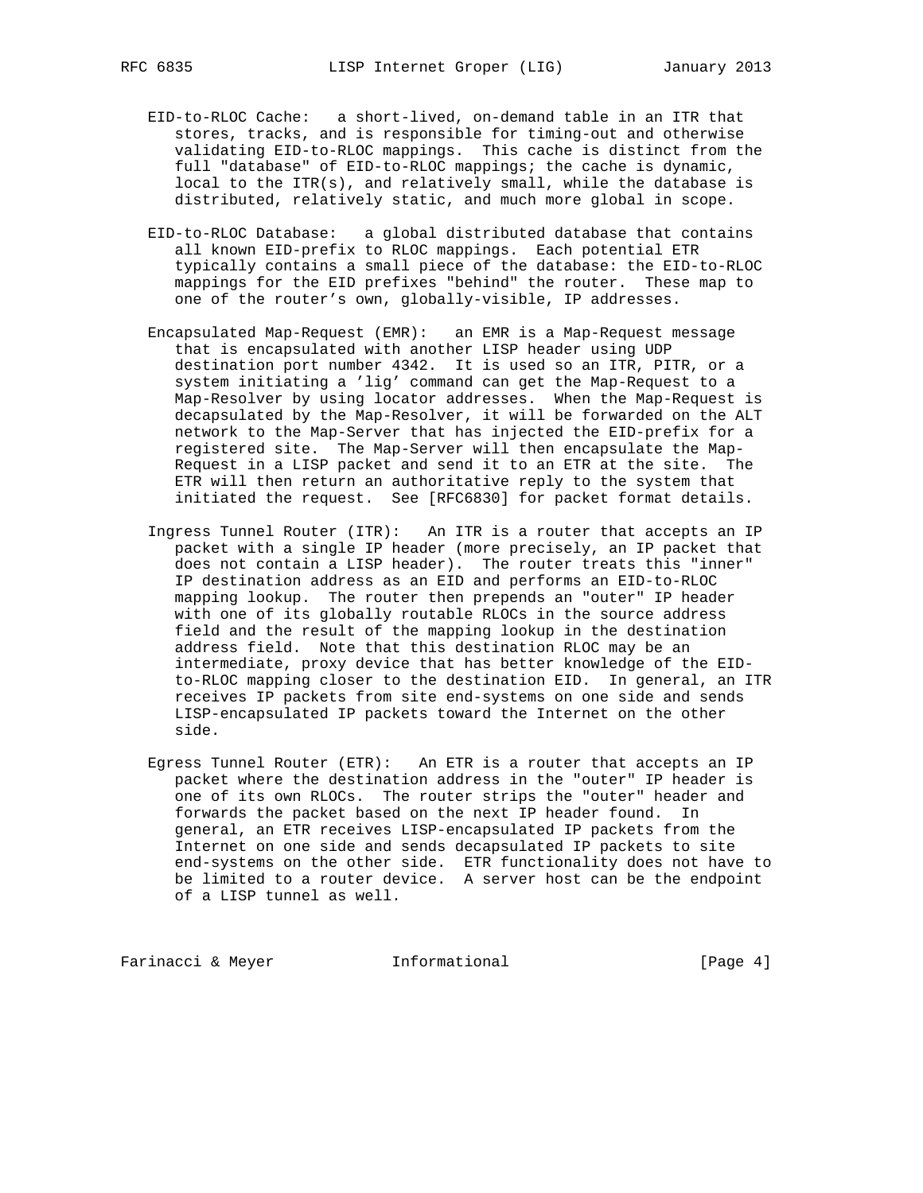EID-to-RLOC Cache: a short-lived, on-demand table in an ITR that stores, tracks, and is responsible for timing-out and otherwise validating EID-to-RLOC mappings. This cache is distinct from the full "database" of EID-to-RLOC mappings; the cache is dynamic, local to the ITR(s), and relatively small, while the database is distributed, relatively static, and much more global in scope.

EID-to-RLOC Database: a global distributed database that contains all known EID-prefix to RLOC mappings. Each potential ETR typically contains a small piece of the database: the EID-to-RLOC mappings for the EID prefixes "behind" the router. These map to one of the router's own, globally-visible, IP addresses.

Encapsulated Map-Request (EMR): an EMR is a Map-Request message that is encapsulated with another LISP header using UDP destination port number 4342. It is used so an ITR, PITR, or a system initiating a 'lig' command can get the Map-Request to a Map-Resolver by using locator addresses. When the Map-Request is decapsulated by the Map-Resolver, it will be forwarded on the ALT network to the Map-Server that has injected the EID-prefix for a registered site. The Map-Server will then encapsulate the Map-Request in a LISP packet and send it to an ETR at the site. The ETR will then return an authoritative reply to the system that initiated the request. See [RFC6830] for packet format details.

Ingress Tunnel Router (ITR): An ITR is a router that accepts an IP packet with a single IP header (more precisely, an IP packet that does not contain a LISP header). The router treats this "inner" IP destination address as an EID and performs an EID-to-RLOC mapping lookup. The router then prepends an "outer" IP header with one of its globally routable RLOCs in the source address field and the result of the mapping lookup in the destination address field. Note that this destination RLOC may be an intermediate, proxy device that has better knowledge of the EID-to-RLOC mapping closer to the destination EID. In general, an ITR receives IP packets from site end-systems on one side and sends LISP-encapsulated IP packets toward the Internet on the other side.

Egress Tunnel Router (ETR): An ETR is a router that accepts an IP packet where the destination address in the "outer" IP header is one of its own RLOCs. The router strips the "outer" header and forwards the packet based on the next IP header found. In general, an ETR receives LISP-encapsulated IP packets from the Internet on one side and sends decapsulated IP packets to site end-systems on the other side. ETR functionality does not have to be limited to a router device. A server host can be the endpoint of a LISP tunnel as well.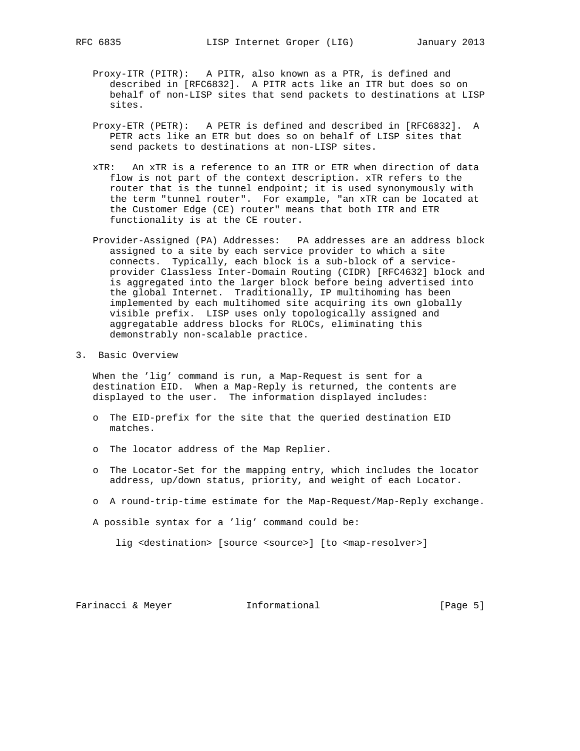Proxy-ITR (PITR): A PITR, also known as a PTR, is defined and described in [RFC6832]. A PITR acts like an ITR but does so on behalf of non-LISP sites that send packets to destinations at LISP sites.

Proxy-ETR (PETR): A PETR is defined and described in [RFC6832]. A PETR acts like an ETR but does so on behalf of LISP sites that send packets to destinations at non-LISP sites.

xTR: An xTR is a reference to an ITR or ETR when direction of data flow is not part of the context description. xTR refers to the router that is the tunnel endpoint; it is used synonymously with the term "tunnel router". For example, "an xTR can be located at the Customer Edge (CE) router" means that both ITR and ETR functionality is at the CE router.

Provider-Assigned (PA) Addresses: PA addresses are an address block assigned to a site by each service provider to which a site connects. Typically, each block is a sub-block of a service-provider Classless Inter-Domain Routing (CIDR) [RFC4632] block and is aggregated into the larger block before being advertised into the global Internet. Traditionally, IP multihoming has been implemented by each multihomed site acquiring its own globally visible prefix. LISP uses only topologically assigned and aggregatable address blocks for RLOCs, eliminating this demonstrably non-scalable practice.

## 3. Basic Overview

When the 'lig' command is run, a Map-Request is sent for a destination EID. When a Map-Reply is returned, the contents are displayed to the user. The information displayed includes:

- The EID-prefix for the site that the queried destination EID matches.
- The locator address of the Map Replier.
- The Locator-Set for the mapping entry, which includes the locator address, up/down status, priority, and weight of each Locator.
- A round-trip-time estimate for the Map-Request/Map-Reply exchange.

A possible syntax for a 'lig' command could be:

```
lig <destination> [source <source>] [to <map-resolver>]
```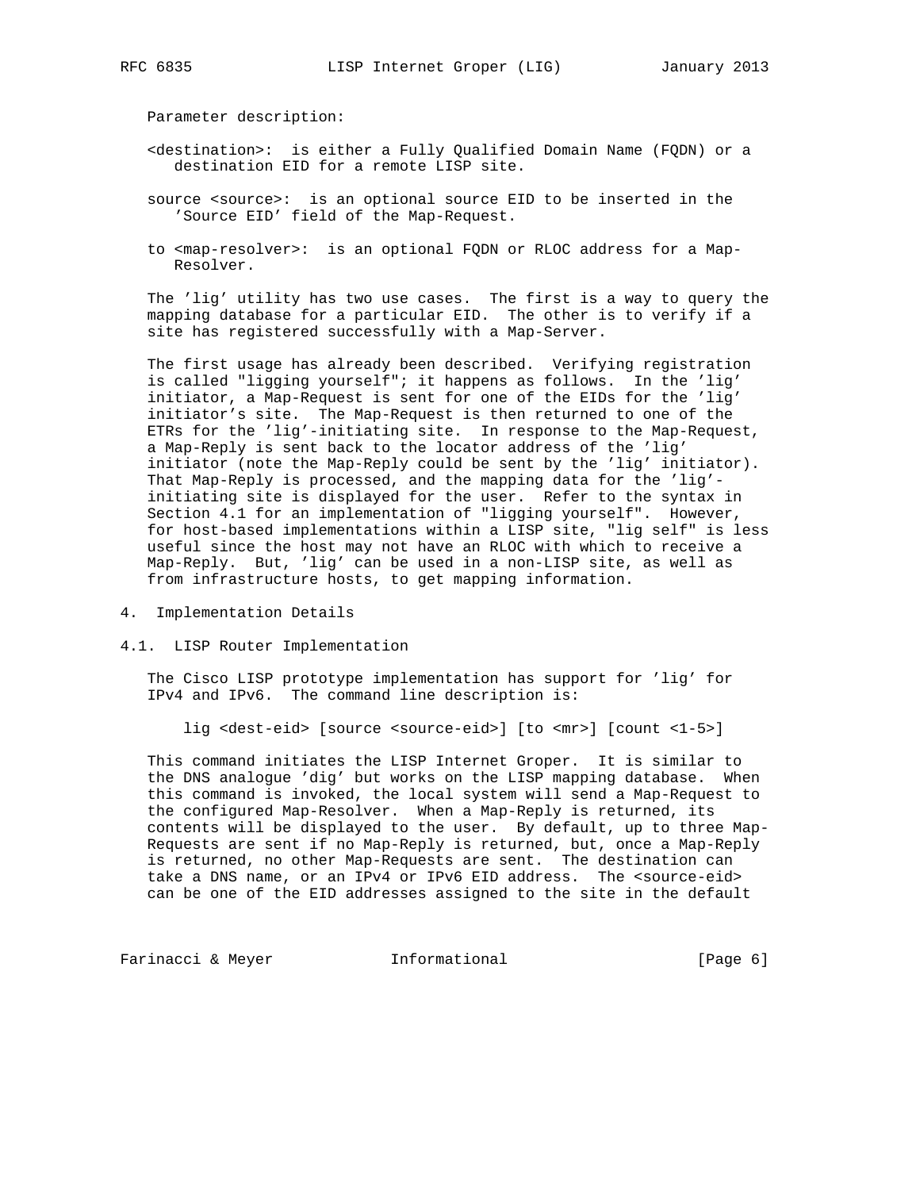Parameter description:

<destination>: is either a Fully Qualified Domain Name (FQDN) or a destination EID for a remote LISP site.

source <source>: is an optional source EID to be inserted in the 'Source EID' field of the Map-Request.

to <map-resolver>: is an optional FQDN or RLOC address for a Map-Resolver.

The 'lig' utility has two use cases. The first is a way to query the mapping database for a particular EID. The other is to verify if a site has registered successfully with a Map-Server.

The first usage has already been described. Verifying registration is called "ligging yourself"; it happens as follows. In the 'lig' initiator, a Map-Request is sent for one of the EIDs for the 'lig' initiator's site. The Map-Request is then returned to one of the ETRs for the 'lig'-initiating site. In response to the Map-Request, a Map-Reply is sent back to the locator address of the 'lig' initiator (note the Map-Reply could be sent by the 'lig' initiator). That Map-Reply is processed, and the mapping data for the 'lig'-initiating site is displayed for the user. Refer to the syntax in Section 4.1 for an implementation of "ligging yourself". However, for host-based implementations within a LISP site, "lig self" is less useful since the host may not have an RLOC with which to receive a Map-Reply. But, 'lig' can be used in a non-LISP site, as well as from infrastructure hosts, to get mapping information.

## 4. Implementation Details

### 4.1. LISP Router Implementation

The Cisco LISP prototype implementation has support for 'lig' for IPv4 and IPv6. The command line description is:

```
lig <dest-eid> [source <source-eid>] [to <mr>] [count <1-5>]
```

This command initiates the LISP Internet Groper. It is similar to the DNS analogue 'dig' but works on the LISP mapping database. When this command is invoked, the local system will send a Map-Request to the configured Map-Resolver. When a Map-Reply is returned, its contents will be displayed to the user. By default, up to three Map-Requests are sent if no Map-Reply is returned, but, once a Map-Reply is returned, no other Map-Requests are sent. The destination can take a DNS name, or an IPv4 or IPv6 EID address. The <source-eid> can be one of the EID addresses assigned to the site in the default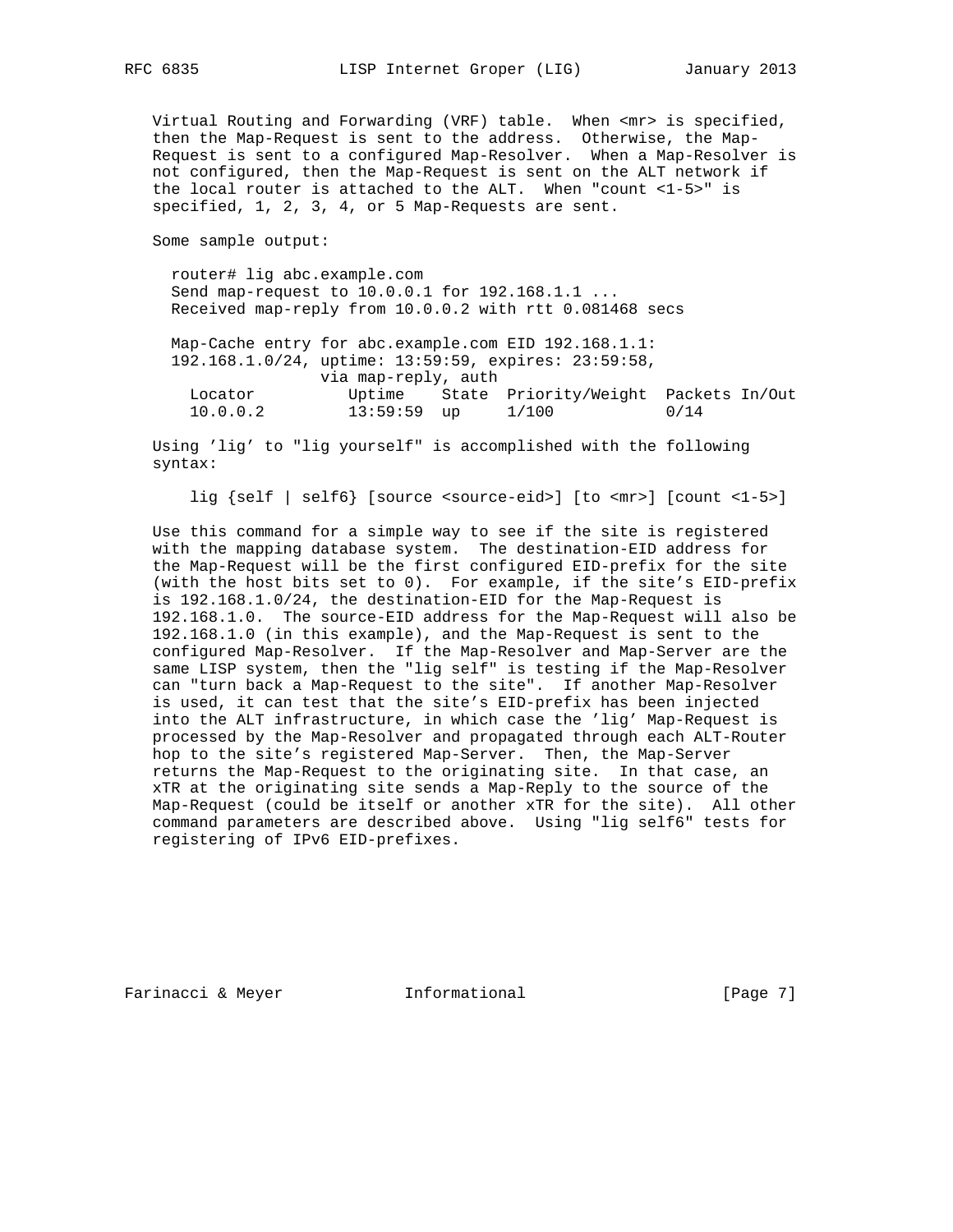Virtual Routing and Forwarding (VRF) table. When <mr> is specified, then the Map-Request is sent to the address. Otherwise, the Map-Request is sent to a configured Map-Resolver. When a Map-Resolver is not configured, then the Map-Request is sent on the ALT network if the local router is attached to the ALT. When "count <1-5>" is specified, 1, 2, 3, 4, or 5 Map-Requests are sent.

Some sample output:

```
router# lig abc.example.com
Send map-request to 10.0.0.1 for 192.168.1.1 ...
Received map-reply from 10.0.0.2 with rtt 0.081468 secs

Map-Cache entry for abc.example.com EID 192.168.1.1:
192.168.1.0/24, uptime: 13:59:59, expires: 23:59:58,
                via map-reply, auth
  Locator          Uptime    State  Priority/Weight  Packets In/Out
  10.0.0.2         13:59:59  up     1/100            0/14
```

Using 'lig' to "lig yourself" is accomplished with the following syntax:

```
lig {self | self6} [source <source-eid>] [to <mr>] [count <1-5>]
```

Use this command for a simple way to see if the site is registered with the mapping database system. The destination-EID address for the Map-Request will be the first configured EID-prefix for the site (with the host bits set to 0). For example, if the site's EID-prefix is 192.168.1.0/24, the destination-EID for the Map-Request is 192.168.1.0. The source-EID address for the Map-Request will also be 192.168.1.0 (in this example), and the Map-Request is sent to the configured Map-Resolver. If the Map-Resolver and Map-Server are the same LISP system, then the "lig self" is testing if the Map-Resolver can "turn back a Map-Request to the site". If another Map-Resolver is used, it can test that the site's EID-prefix has been injected into the ALT infrastructure, in which case the 'lig' Map-Request is processed by the Map-Resolver and propagated through each ALT-Router hop to the site's registered Map-Server. Then, the Map-Server returns the Map-Request to the originating site. In that case, an xTR at the originating site sends a Map-Reply to the source of the Map-Request (could be itself or another xTR for the site). All other command parameters are described above. Using "lig self6" tests for registering of IPv6 EID-prefixes.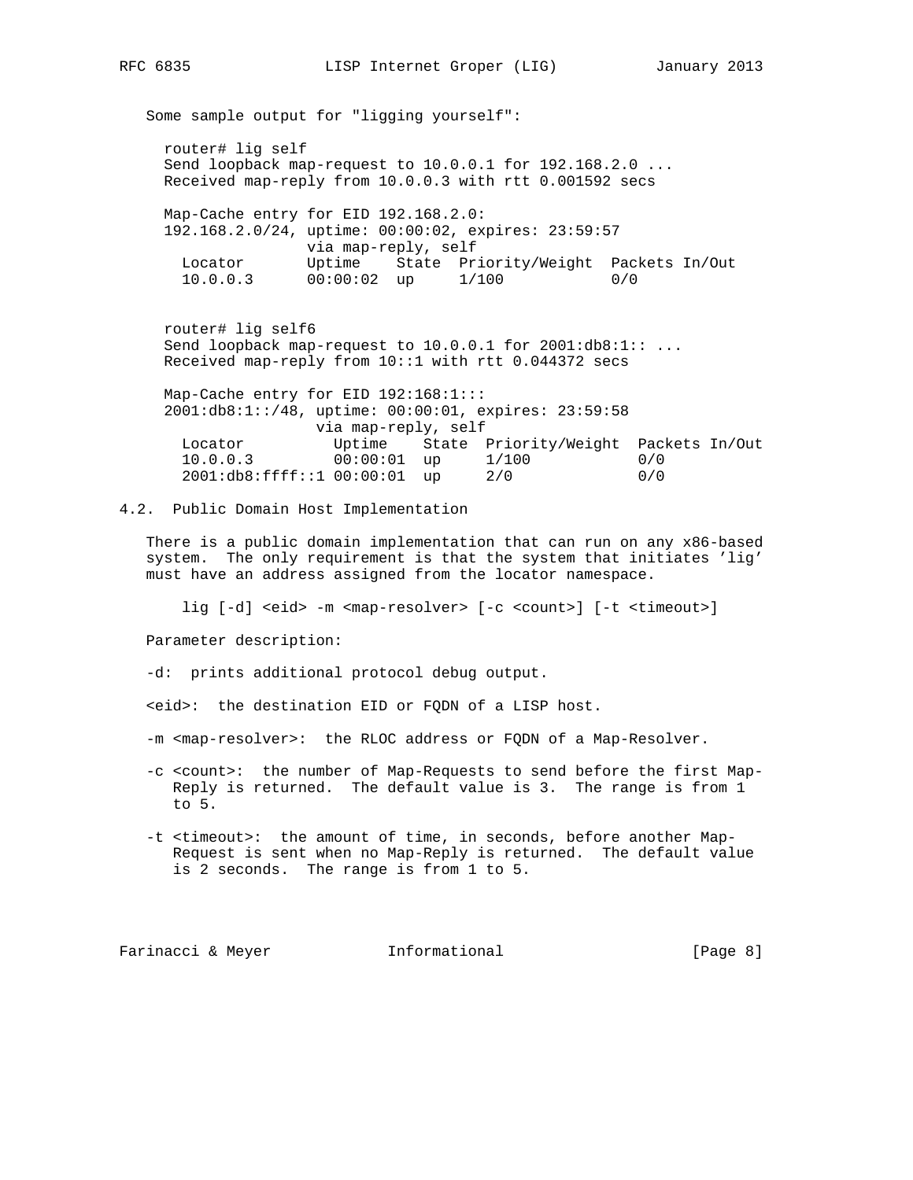Some sample output for "ligging yourself":

```
router# lig self
Send loopback map-request to 10.0.0.1 for 192.168.2.0 ...
Received map-reply from 10.0.0.3 with rtt 0.001592 secs

Map-Cache entry for EID 192.168.2.0:
192.168.2.0/24, uptime: 00:00:02, expires: 23:59:57
                via map-reply, self
  Locator       Uptime    State  Priority/Weight  Packets In/Out
  10.0.0.3      00:00:02  up     1/100            0/0


router# lig self6
Send loopback map-request to 10.0.0.1 for 2001:db8:1:: ...
Received map-reply from 10::1 with rtt 0.044372 secs

Map-Cache entry for EID 192:168:1:::
2001:db8:1::/48, uptime: 00:00:01, expires: 23:59:58
                 via map-reply, self
  Locator          Uptime    State  Priority/Weight  Packets In/Out
  10.0.0.3         00:00:01  up     1/100            0/0
  2001:db8:ffff::1 00:00:01  up     2/0              0/0
```

### 4.2. Public Domain Host Implementation

There is a public domain implementation that can run on any x86-based system. The only requirement is that the system that initiates 'lig' must have an address assigned from the locator namespace.

```
lig [-d] <eid> -m <map-resolver> [-c <count>] [-t <timeout>]
```

Parameter description:

-d: prints additional protocol debug output.

<eid>: the destination EID or FQDN of a LISP host.

-m <map-resolver>: the RLOC address or FQDN of a Map-Resolver.

-c <count>: the number of Map-Requests to send before the first Map-Reply is returned. The default value is 3. The range is from 1 to 5.

-t <timeout>: the amount of time, in seconds, before another Map-Request is sent when no Map-Reply is returned. The default value is 2 seconds. The range is from 1 to 5.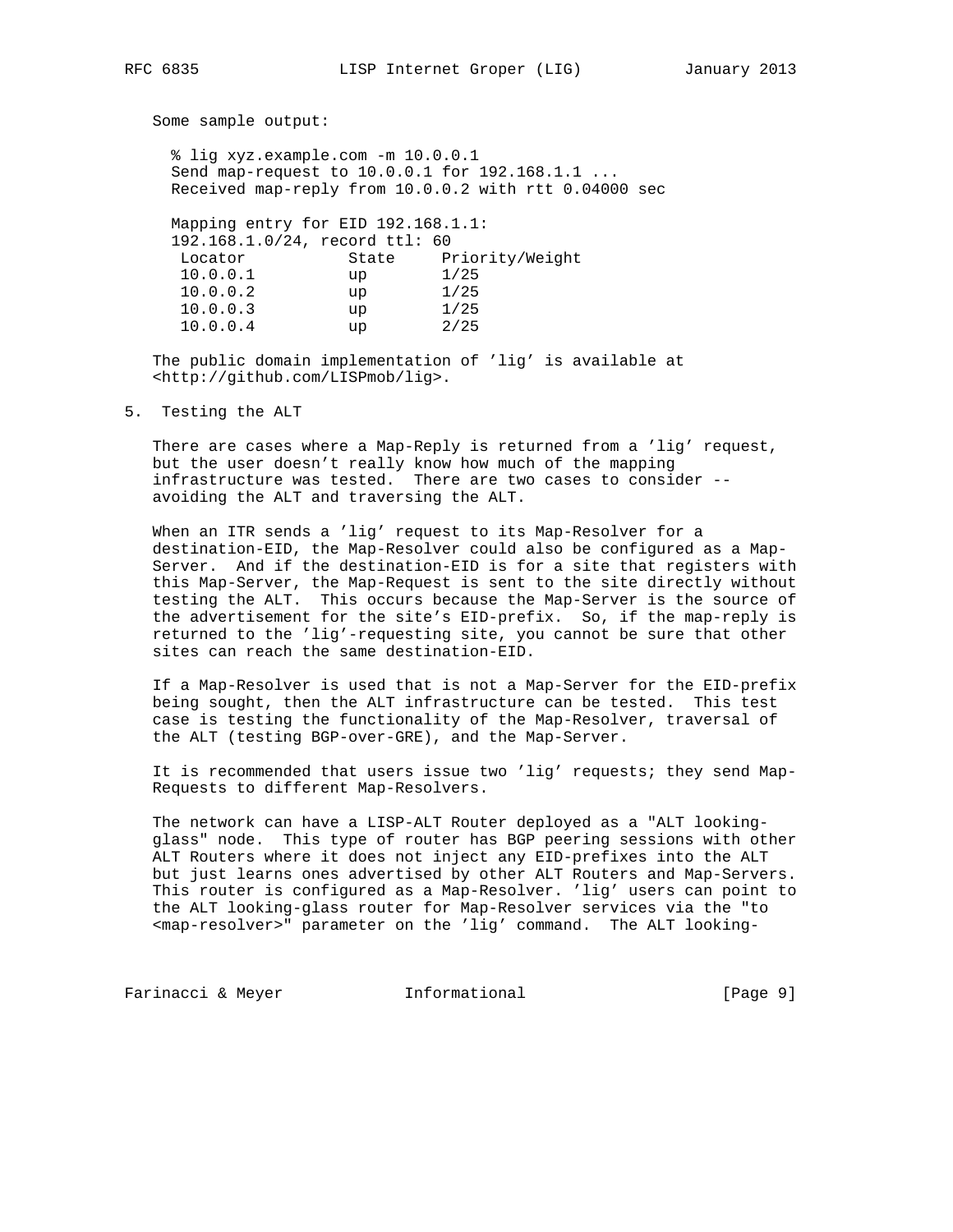Some sample output:

```
% lig xyz.example.com -m 10.0.0.1
Send map-request to 10.0.0.1 for 192.168.1.1 ...
Received map-reply from 10.0.0.2 with rtt 0.04000 sec

Mapping entry for EID 192.168.1.1:
192.168.1.0/24, record ttl: 60
 Locator           State     Priority/Weight
 10.0.0.1          up        1/25
 10.0.0.2          up        1/25
 10.0.0.3          up        1/25
 10.0.0.4          up        2/25
```

The public domain implementation of 'lig' is available at <http://github.com/LISPmob/lig>.

## 5. Testing the ALT

There are cases where a Map-Reply is returned from a 'lig' request, but the user doesn't really know how much of the mapping infrastructure was tested. There are two cases to consider -- avoiding the ALT and traversing the ALT.

When an ITR sends a 'lig' request to its Map-Resolver for a destination-EID, the Map-Resolver could also be configured as a Map-Server. And if the destination-EID is for a site that registers with this Map-Server, the Map-Request is sent to the site directly without testing the ALT. This occurs because the Map-Server is the source of the advertisement for the site's EID-prefix. So, if the map-reply is returned to the 'lig'-requesting site, you cannot be sure that other sites can reach the same destination-EID.

If a Map-Resolver is used that is not a Map-Server for the EID-prefix being sought, then the ALT infrastructure can be tested. This test case is testing the functionality of the Map-Resolver, traversal of the ALT (testing BGP-over-GRE), and the Map-Server.

It is recommended that users issue two 'lig' requests; they send Map-Requests to different Map-Resolvers.

The network can have a LISP-ALT Router deployed as a "ALT looking-glass" node. This type of router has BGP peering sessions with other ALT Routers where it does not inject any EID-prefixes into the ALT but just learns ones advertised by other ALT Routers and Map-Servers. This router is configured as a Map-Resolver. 'lig' users can point to the ALT looking-glass router for Map-Resolver services via the "to <map-resolver>" parameter on the 'lig' command. The ALT looking-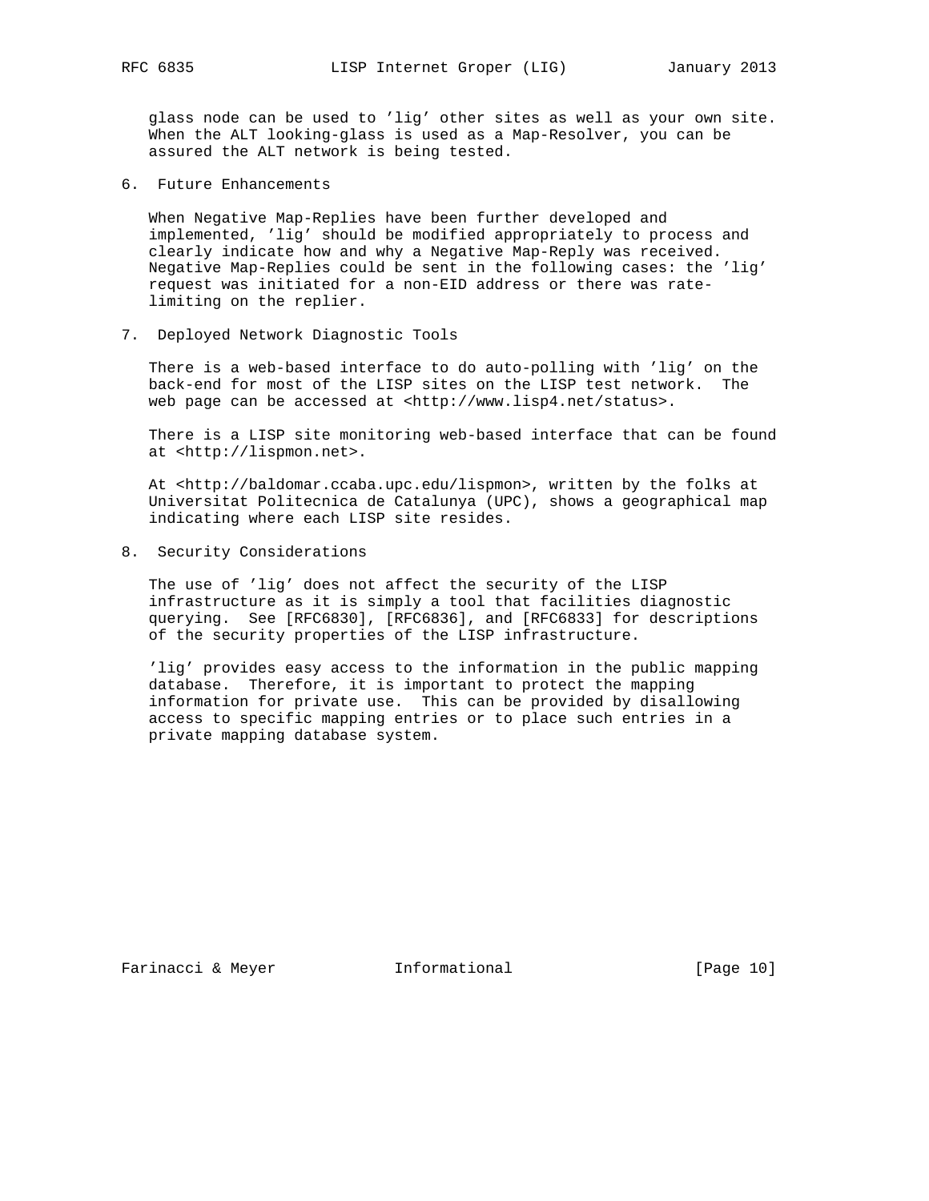glass node can be used to 'lig' other sites as well as your own site. When the ALT looking-glass is used as a Map-Resolver, you can be assured the ALT network is being tested.

## 6. Future Enhancements

When Negative Map-Replies have been further developed and implemented, 'lig' should be modified appropriately to process and clearly indicate how and why a Negative Map-Reply was received. Negative Map-Replies could be sent in the following cases: the 'lig' request was initiated for a non-EID address or there was rate-limiting on the replier.

## 7. Deployed Network Diagnostic Tools

There is a web-based interface to do auto-polling with 'lig' on the back-end for most of the LISP sites on the LISP test network. The web page can be accessed at <http://www.lisp4.net/status>.

There is a LISP site monitoring web-based interface that can be found at <http://lispmon.net>.

At <http://baldomar.ccaba.upc.edu/lispmon>, written by the folks at Universitat Politecnica de Catalunya (UPC), shows a geographical map indicating where each LISP site resides.

## 8. Security Considerations

The use of 'lig' does not affect the security of the LISP infrastructure as it is simply a tool that facilities diagnostic querying. See [RFC6830], [RFC6836], and [RFC6833] for descriptions of the security properties of the LISP infrastructure.

'lig' provides easy access to the information in the public mapping database. Therefore, it is important to protect the mapping information for private use. This can be provided by disallowing access to specific mapping entries or to place such entries in a private mapping database system.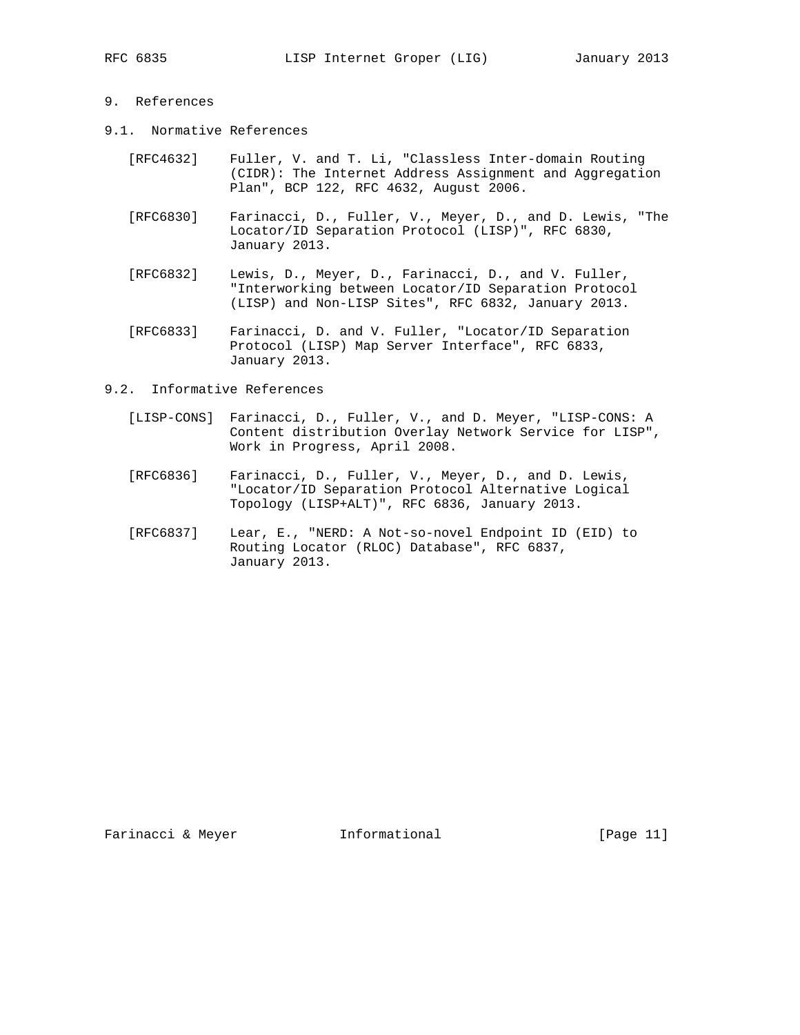# 9. References

## 9.1. Normative References

[RFC4632] Fuller, V. and T. Li, "Classless Inter-domain Routing (CIDR): The Internet Address Assignment and Aggregation Plan", BCP 122, RFC 4632, August 2006.

[RFC6830] Farinacci, D., Fuller, V., Meyer, D., and D. Lewis, "The Locator/ID Separation Protocol (LISP)", RFC 6830, January 2013.

[RFC6832] Lewis, D., Meyer, D., Farinacci, D., and V. Fuller, "Interworking between Locator/ID Separation Protocol (LISP) and Non-LISP Sites", RFC 6832, January 2013.

[RFC6833] Farinacci, D. and V. Fuller, "Locator/ID Separation Protocol (LISP) Map Server Interface", RFC 6833, January 2013.

## 9.2. Informative References

[LISP-CONS] Farinacci, D., Fuller, V., and D. Meyer, "LISP-CONS: A Content distribution Overlay Network Service for LISP", Work in Progress, April 2008.

[RFC6836] Farinacci, D., Fuller, V., Meyer, D., and D. Lewis, "Locator/ID Separation Protocol Alternative Logical Topology (LISP+ALT)", RFC 6836, January 2013.

[RFC6837] Lear, E., "NERD: A Not-so-novel Endpoint ID (EID) to Routing Locator (RLOC) Database", RFC 6837, January 2013.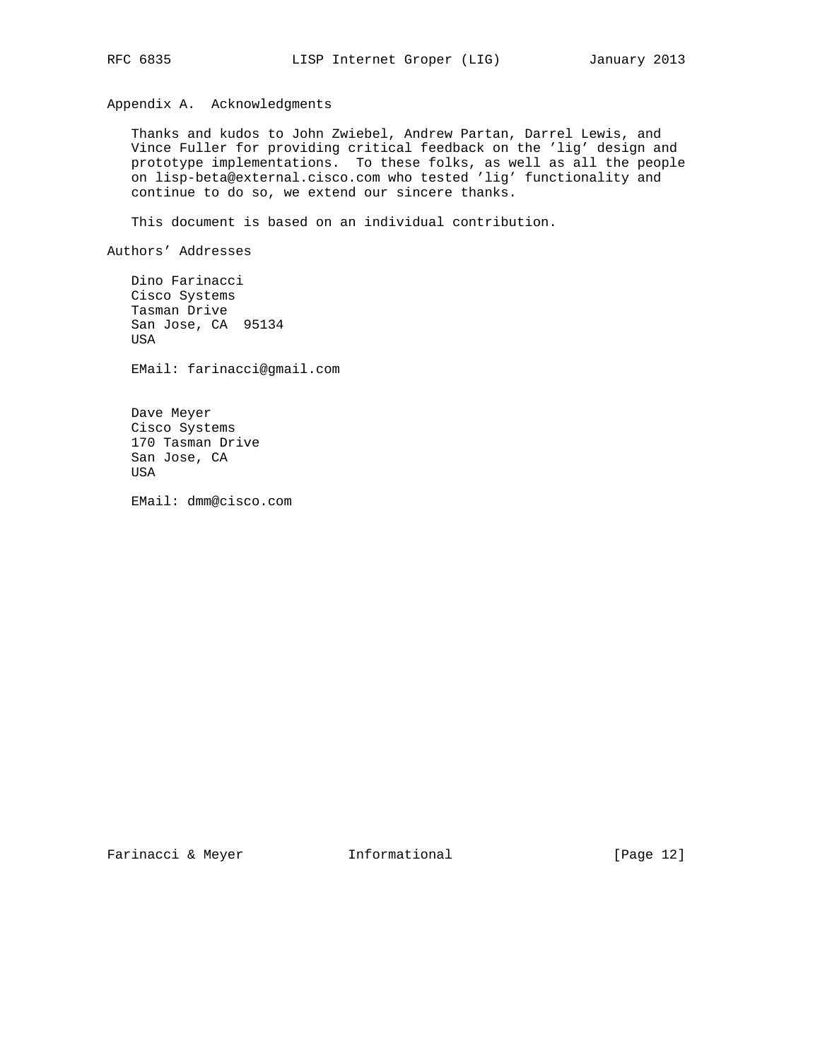## Appendix A.  Acknowledgments

Thanks and kudos to John Zwiebel, Andrew Partan, Darrel Lewis, and Vince Fuller for providing critical feedback on the 'lig' design and prototype implementations.  To these folks, as well as all the people on lisp-beta@external.cisco.com who tested 'lig' functionality and continue to do so, we extend our sincere thanks.

This document is based on an individual contribution.

## Authors' Addresses

Dino Farinacci
Cisco Systems
Tasman Drive
San Jose, CA  95134
USA

EMail: farinacci@gmail.com

Dave Meyer
Cisco Systems
170 Tasman Drive
San Jose, CA
USA

EMail: dmm@cisco.com